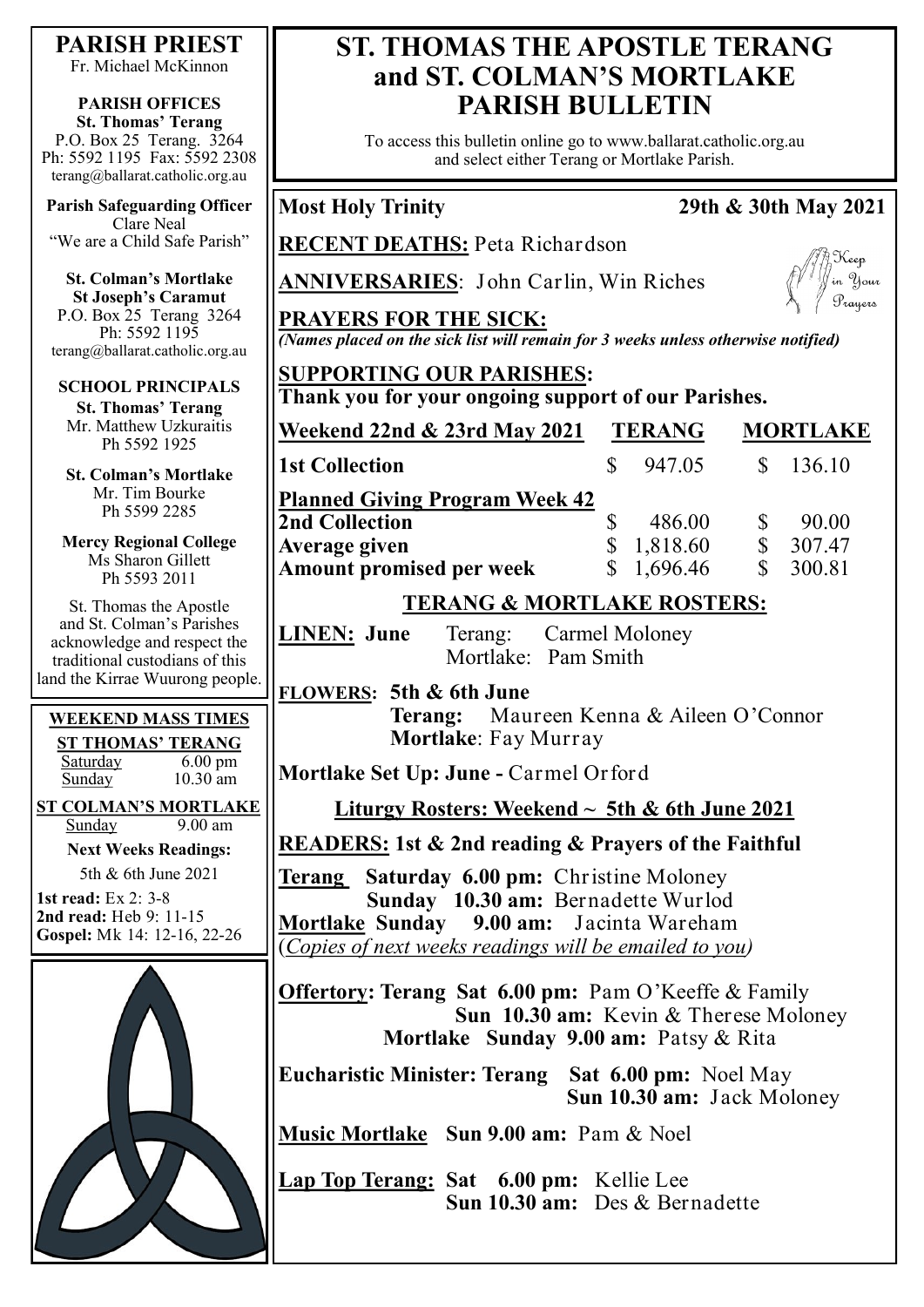# ST. THOMAS THE APOSTLE TERANG and ST. COLMAN'S MORTLAKE PARISH BULLETIN

To access this bulletin online go to www.ballarat.catholic.org.au and select either Terang or Mortlake Parish.

**PARISH PRIEST**
Fr. Michael McKinnon

**PARISH OFFICES**
**St. Thomas' Terang**
P.O. Box 25 Terang. 3264
Ph: 5592 1195 Fax: 5592 2308
terang@ballarat.catholic.org.au

**Parish Safeguarding Officer**
Clare Neal
"We are a Child Safe Parish"

**St. Colman's Mortlake**
**St Joseph's Caramut**
P.O. Box 25 Terang 3264
Ph: 5592 1195
terang@ballarat.catholic.org.au

**SCHOOL PRINCIPALS**

**St. Thomas' Terang**
Mr. Matthew Uzkuraitis
Ph 5592 1925

**St. Colman's Mortlake**
Mr. Tim Bourke
Ph 5599 2285

**Mercy Regional College**
Ms Sharon Gillett
Ph 5593 2011

St. Thomas the Apostle and St. Colman's Parishes acknowledge and respect the traditional custodians of this land the Kirrae Wuurong people.

**WEEKEND MASS TIMES**

**ST THOMAS' TERANG**
Saturday 6.00 pm
Sunday 10.30 am

**ST COLMAN'S MORTLAKE**
Sunday 9.00 am

**Next Weeks Readings:**
5th & 6th June 2021

**1st read:** Ex 2: 3-8
**2nd read:** Heb 9: 11-15
**Gospel:** Mk 14: 12-16, 22-26

---

**Most Holy Trinity** — **29th & 30th May 2021**

**RECENT DEATHS:** Peta Richardson

**ANNIVERSARIES**: John Carlin, Win Riches

Keep in Your Prayers

**PRAYERS FOR THE SICK:**
*(Names placed on the sick list will remain for 3 weeks unless otherwise notified)*

**SUPPORTING OUR PARISHES:**
**Thank you for your ongoing support of our Parishes.**

| Weekend 22nd & 23rd May 2021 | TERANG | MORTLAKE |
|---|---|---|
| **1st Collection** | $ 947.05 | $ 136.10 |
| **Planned Giving Program Week 42** | | |
| **2nd Collection** | $ 486.00 | $ 90.00 |
| **Average given** | $ 1,818.60 | $ 307.47 |
| **Amount promised per week** | $ 1,696.46 | $ 300.81 |

## TERANG & MORTLAKE ROSTERS:

**LINEN: June** Terang: Carmel Moloney
Mortlake: Pam Smith

**FLOWERS: 5th & 6th June**
**Terang:** Maureen Kenna & Aileen O'Connor
**Mortlake**: Fay Murray

**Mortlake Set Up: June -** Carmel Orford

**Liturgy Rosters: Weekend ~ 5th & 6th June 2021**

**READERS: 1st & 2nd reading & Prayers of the Faithful**

**Terang** **Saturday 6.00 pm:** Christine Moloney
**Sunday 10.30 am:** Bernadette Wurlod
**Mortlake Sunday 9.00 am:** Jacinta Wareham
(*Copies of next weeks readings will be emailed to you*)

**Offertory: Terang Sat 6.00 pm:** Pam O'Keeffe & Family
**Sun 10.30 am:** Kevin & Therese Moloney
**Mortlake Sunday 9.00 am:** Patsy & Rita

**Eucharistic Minister: Terang Sat 6.00 pm:** Noel May
**Sun 10.30 am:** Jack Moloney

**Music Mortlake Sun 9.00 am:** Pam & Noel

**Lap Top Terang: Sat 6.00 pm:** Kellie Lee
**Sun 10.30 am:** Des & Bernadette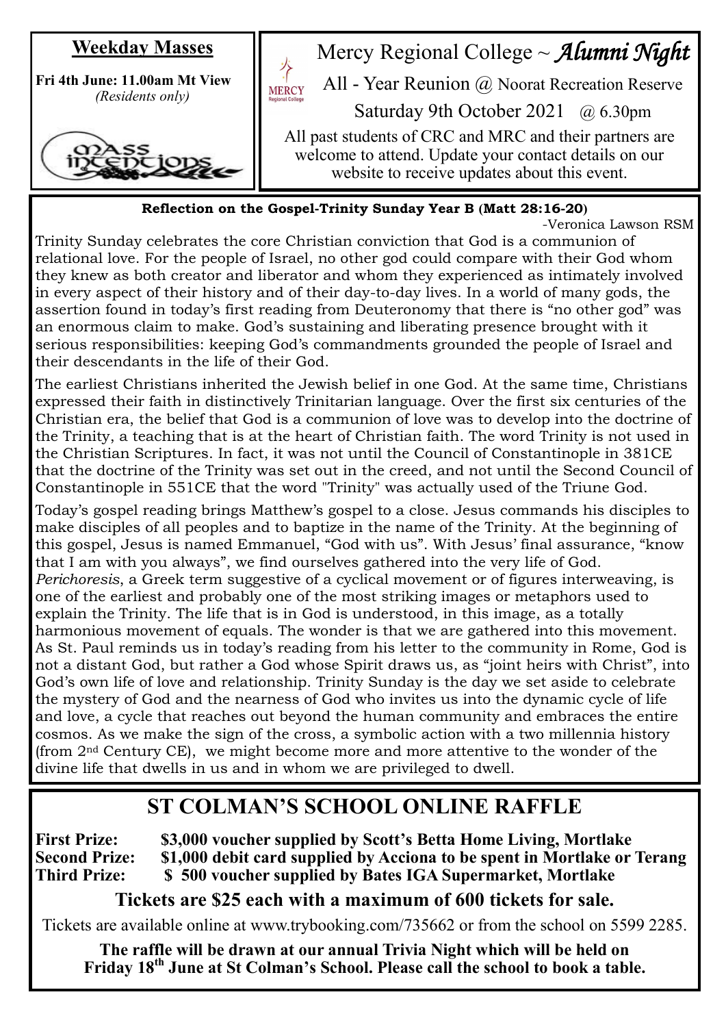**Weekday Masses**

**Fri 4th June: 11.00am Mt View**
*(Residents only)*

Mass intentions

# Mercy Regional College ~ *Alumni Night*

All - Year Reunion @ Noorat Recreation Reserve

Saturday 9th October 2021 @ 6.30pm

All past students of CRC and MRC and their partners are welcome to attend. Update your contact details on our website to receive updates about this event.

**Reflection on the Gospel-Trinity Sunday Year B (Matt 28:16-20)**

-Veronica Lawson RSM

Trinity Sunday celebrates the core Christian conviction that God is a communion of relational love. For the people of Israel, no other god could compare with their God whom they knew as both creator and liberator and whom they experienced as intimately involved in every aspect of their history and of their day-to-day lives. In a world of many gods, the assertion found in today's first reading from Deuteronomy that there is "no other god" was an enormous claim to make. God's sustaining and liberating presence brought with it serious responsibilities: keeping God's commandments grounded the people of Israel and their descendants in the life of their God.

The earliest Christians inherited the Jewish belief in one God. At the same time, Christians expressed their faith in distinctively Trinitarian language. Over the first six centuries of the Christian era, the belief that God is a communion of love was to develop into the doctrine of the Trinity, a teaching that is at the heart of Christian faith. The word Trinity is not used in the Christian Scriptures. In fact, it was not until the Council of Constantinople in 381CE that the doctrine of the Trinity was set out in the creed, and not until the Second Council of Constantinople in 551CE that the word "Trinity" was actually used of the Triune God.

Today's gospel reading brings Matthew's gospel to a close. Jesus commands his disciples to make disciples of all peoples and to baptize in the name of the Trinity. At the beginning of this gospel, Jesus is named Emmanuel, "God with us". With Jesus' final assurance, "know that I am with you always", we find ourselves gathered into the very life of God. *Perichoresis*, a Greek term suggestive of a cyclical movement or of figures interweaving, is one of the earliest and probably one of the most striking images or metaphors used to explain the Trinity. The life that is in God is understood, in this image, as a totally harmonious movement of equals. The wonder is that we are gathered into this movement. As St. Paul reminds us in today's reading from his letter to the community in Rome, God is not a distant God, but rather a God whose Spirit draws us, as "joint heirs with Christ", into God's own life of love and relationship. Trinity Sunday is the day we set aside to celebrate the mystery of God and the nearness of God who invites us into the dynamic cycle of life and love, a cycle that reaches out beyond the human community and embraces the entire cosmos. As we make the sign of the cross, a symbolic action with a two millennia history (from 2nd Century CE), we might become more and more attentive to the wonder of the divine life that dwells in us and in whom we are privileged to dwell.

## ST COLMAN'S SCHOOL ONLINE RAFFLE

**First Prize:** **$3,000 voucher supplied by Scott's Betta Home Living, Mortlake**
**Second Prize:** **$1,000 debit card supplied by Acciona to be spent in Mortlake or Terang**
**Third Prize:** **$ 500 voucher supplied by Bates IGA Supermarket, Mortlake**

**Tickets are $25 each with a maximum of 600 tickets for sale.**

Tickets are available online at www.trybooking.com/735662 or from the school on 5599 2285.

**The raffle will be drawn at our annual Trivia Night which will be held on Friday 18th June at St Colman's School. Please call the school to book a table.**